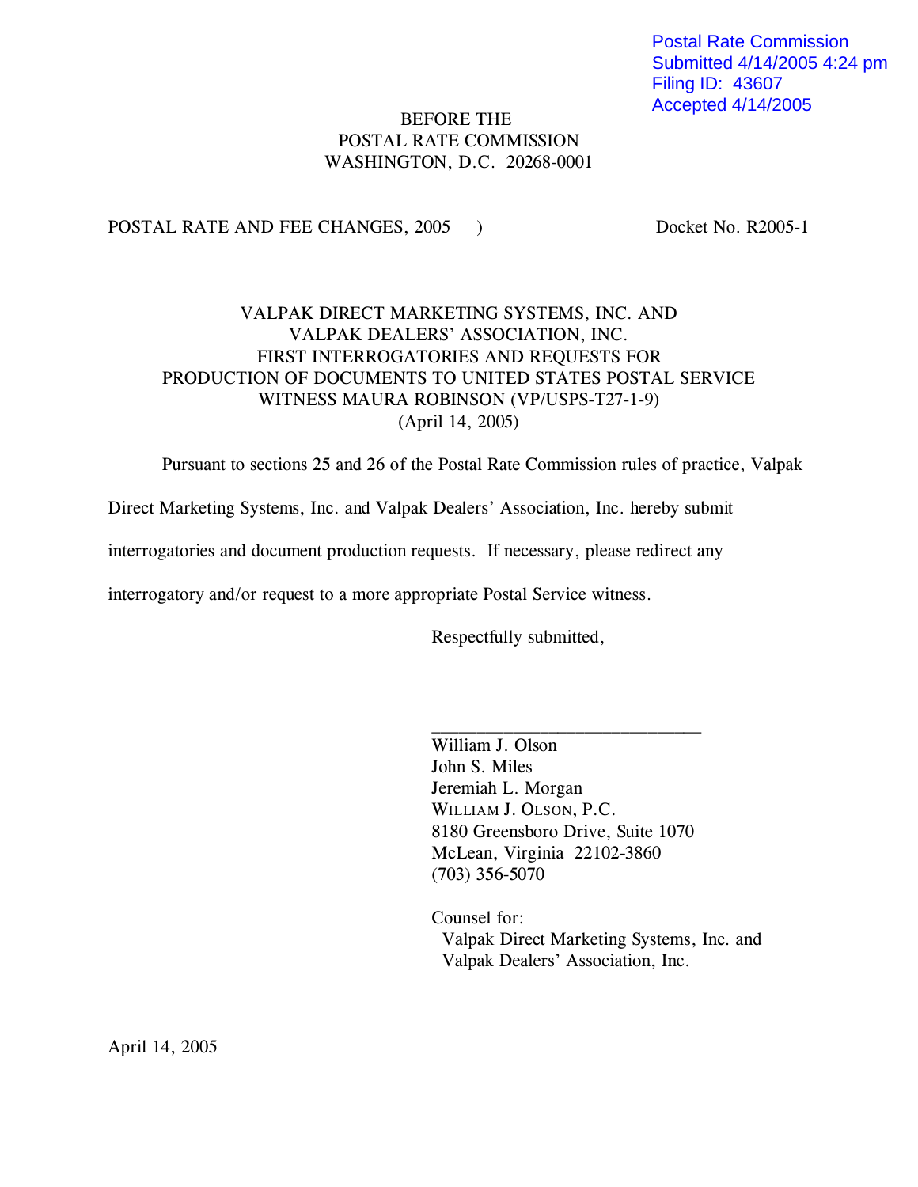Postal Rate Commission
Submitted 4/14/2005 4:24 pm
Filing ID: 43607
Accepted 4/14/2005

BEFORE THE
POSTAL RATE COMMISSION
WASHINGTON, D.C. 20268-0001

POSTAL RATE AND FEE CHANGES, 2005 ) Docket No. R2005-1

VALPAK DIRECT MARKETING SYSTEMS, INC. AND
VALPAK DEALERS' ASSOCIATION, INC.
FIRST INTERROGATORIES AND REQUESTS FOR
PRODUCTION OF DOCUMENTS TO UNITED STATES POSTAL SERVICE
WITNESS MAURA ROBINSON (VP/USPS-T27-1-9)
(April 14, 2005)

Pursuant to sections 25 and 26 of the Postal Rate Commission rules of practice, Valpak Direct Marketing Systems, Inc. and Valpak Dealers' Association, Inc. hereby submit interrogatories and document production requests. If necessary, please redirect any interrogatory and/or request to a more appropriate Postal Service witness.

Respectfully submitted,

\_\_\_\_\_\_\_\_\_\_\_\_\_\_\_\_\_\_\_\_\_\_\_\_\_\_\_\_\_\_

William J. Olson
John S. Miles
Jeremiah L. Morgan
WILLIAM J. OLSON, P.C.
8180 Greensboro Drive, Suite 1070
McLean, Virginia 22102-3860
(703) 356-5070

Counsel for:
Valpak Direct Marketing Systems, Inc. and
Valpak Dealers' Association, Inc.

April 14, 2005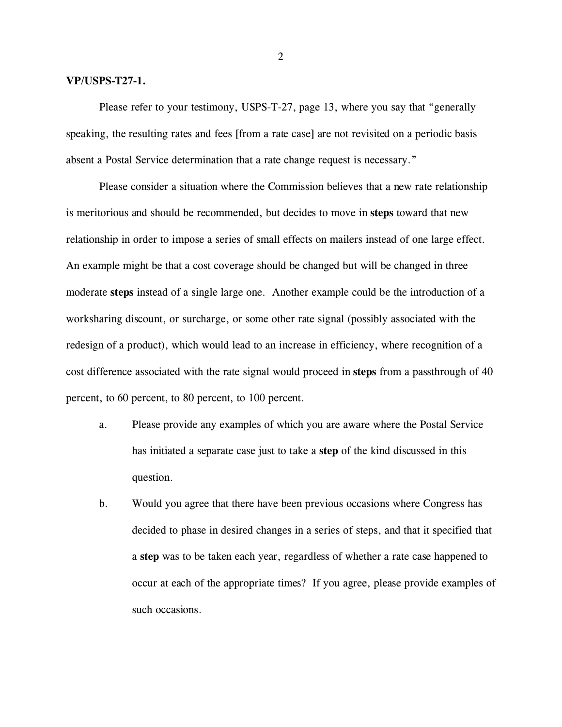**VP/USPS-T27-1.**

Please refer to your testimony, USPS-T-27, page 13, where you say that "generally speaking, the resulting rates and fees [from a rate case] are not revisited on a periodic basis absent a Postal Service determination that a rate change request is necessary."

Please consider a situation where the Commission believes that a new rate relationship is meritorious and should be recommended, but decides to move in **steps** toward that new relationship in order to impose a series of small effects on mailers instead of one large effect. An example might be that a cost coverage should be changed but will be changed in three moderate **steps** instead of a single large one. Another example could be the introduction of a worksharing discount, or surcharge, or some other rate signal (possibly associated with the redesign of a product), which would lead to an increase in efficiency, where recognition of a cost difference associated with the rate signal would proceed in **steps** from a passthrough of 40 percent, to 60 percent, to 80 percent, to 100 percent.

a. Please provide any examples of which you are aware where the Postal Service has initiated a separate case just to take a **step** of the kind discussed in this question.

b. Would you agree that there have been previous occasions where Congress has decided to phase in desired changes in a series of steps, and that it specified that a **step** was to be taken each year, regardless of whether a rate case happened to occur at each of the appropriate times? If you agree, please provide examples of such occasions.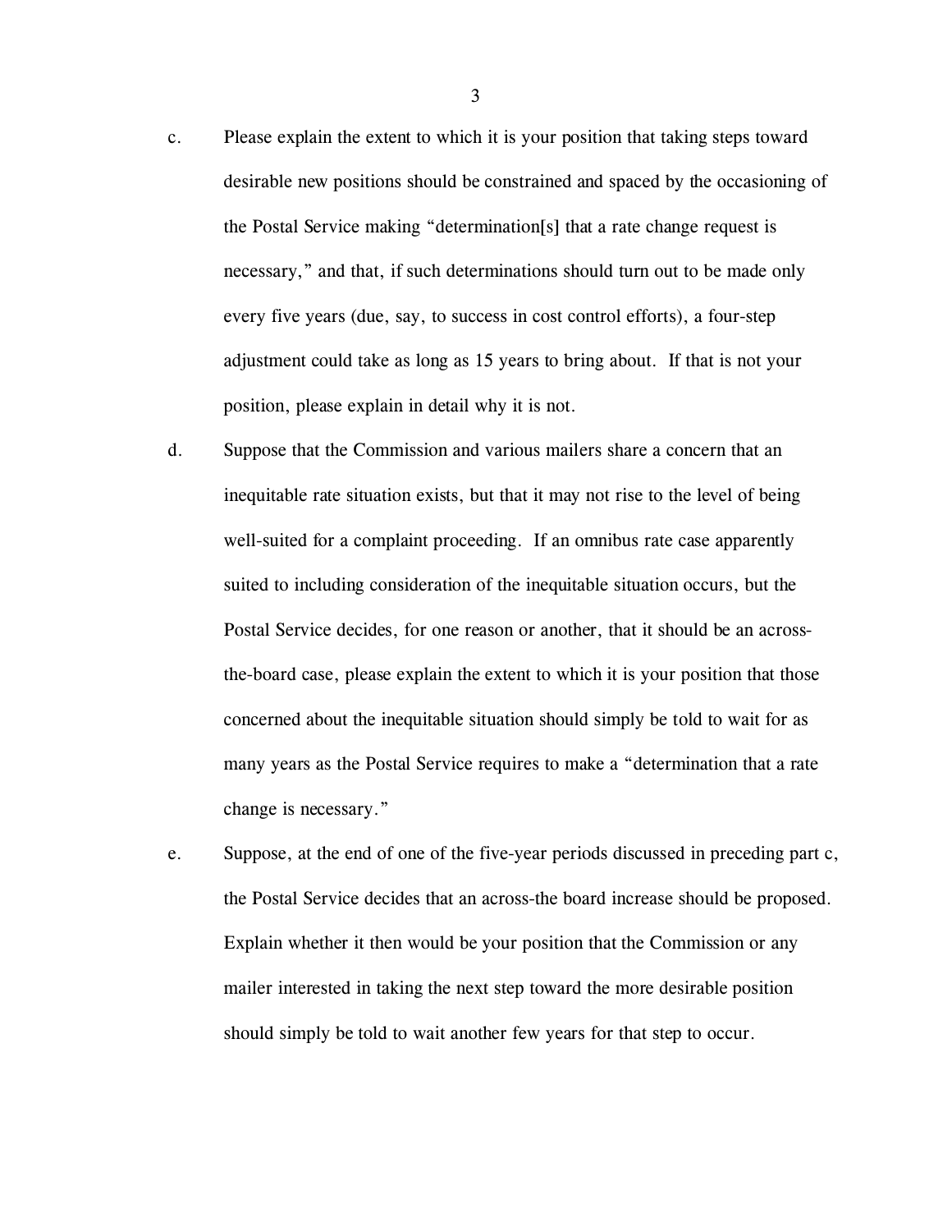c. Please explain the extent to which it is your position that taking steps toward desirable new positions should be constrained and spaced by the occasioning of the Postal Service making "determination[s] that a rate change request is necessary," and that, if such determinations should turn out to be made only every five years (due, say, to success in cost control efforts), a four-step adjustment could take as long as 15 years to bring about. If that is not your position, please explain in detail why it is not.

d. Suppose that the Commission and various mailers share a concern that an inequitable rate situation exists, but that it may not rise to the level of being well-suited for a complaint proceeding. If an omnibus rate case apparently suited to including consideration of the inequitable situation occurs, but the Postal Service decides, for one reason or another, that it should be an across-the-board case, please explain the extent to which it is your position that those concerned about the inequitable situation should simply be told to wait for as many years as the Postal Service requires to make a "determination that a rate change is necessary."

e. Suppose, at the end of one of the five-year periods discussed in preceding part c, the Postal Service decides that an across-the board increase should be proposed. Explain whether it then would be your position that the Commission or any mailer interested in taking the next step toward the more desirable position should simply be told to wait another few years for that step to occur.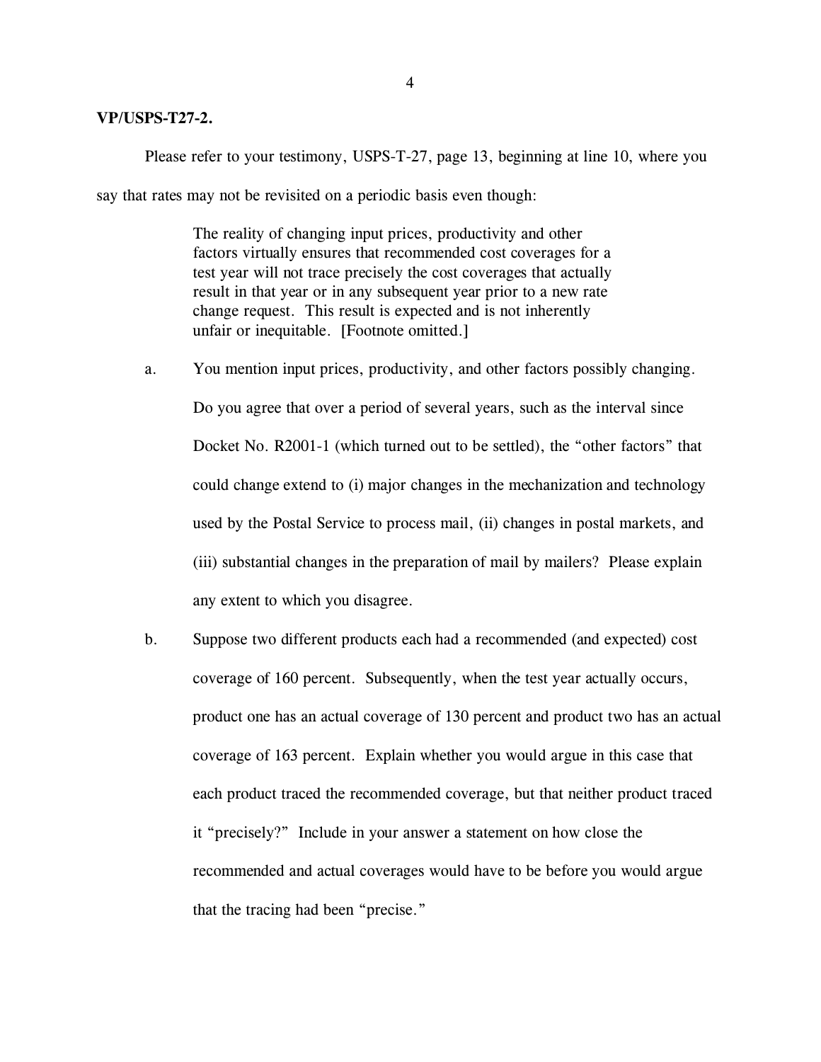**VP/USPS-T27-2.**

Please refer to your testimony, USPS-T-27, page 13, beginning at line 10, where you say that rates may not be revisited on a periodic basis even though:

> The reality of changing input prices, productivity and other factors virtually ensures that recommended cost coverages for a test year will not trace precisely the cost coverages that actually result in that year or in any subsequent year prior to a new rate change request. This result is expected and is not inherently unfair or inequitable. [Footnote omitted.]

a. You mention input prices, productivity, and other factors possibly changing. Do you agree that over a period of several years, such as the interval since Docket No. R2001-1 (which turned out to be settled), the "other factors" that could change extend to (i) major changes in the mechanization and technology used by the Postal Service to process mail, (ii) changes in postal markets, and (iii) substantial changes in the preparation of mail by mailers? Please explain any extent to which you disagree.

b. Suppose two different products each had a recommended (and expected) cost coverage of 160 percent. Subsequently, when the test year actually occurs, product one has an actual coverage of 130 percent and product two has an actual coverage of 163 percent. Explain whether you would argue in this case that each product traced the recommended coverage, but that neither product traced it "precisely?" Include in your answer a statement on how close the recommended and actual coverages would have to be before you would argue that the tracing had been "precise."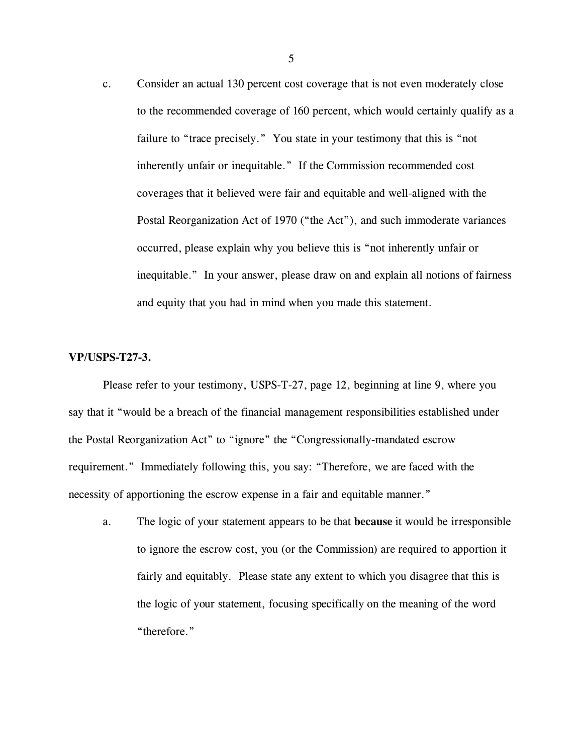c. Consider an actual 130 percent cost coverage that is not even moderately close to the recommended coverage of 160 percent, which would certainly qualify as a failure to "trace precisely." You state in your testimony that this is "not inherently unfair or inequitable." If the Commission recommended cost coverages that it believed were fair and equitable and well-aligned with the Postal Reorganization Act of 1970 ("the Act"), and such immoderate variances occurred, please explain why you believe this is "not inherently unfair or inequitable." In your answer, please draw on and explain all notions of fairness and equity that you had in mind when you made this statement.

**VP/USPS-T27-3.**

Please refer to your testimony, USPS-T-27, page 12, beginning at line 9, where you say that it "would be a breach of the financial management responsibilities established under the Postal Reorganization Act" to "ignore" the "Congressionally-mandated escrow requirement." Immediately following this, you say: "Therefore, we are faced with the necessity of apportioning the escrow expense in a fair and equitable manner."

a. The logic of your statement appears to be that **because** it would be irresponsible to ignore the escrow cost, you (or the Commission) are required to apportion it fairly and equitably. Please state any extent to which you disagree that this is the logic of your statement, focusing specifically on the meaning of the word "therefore."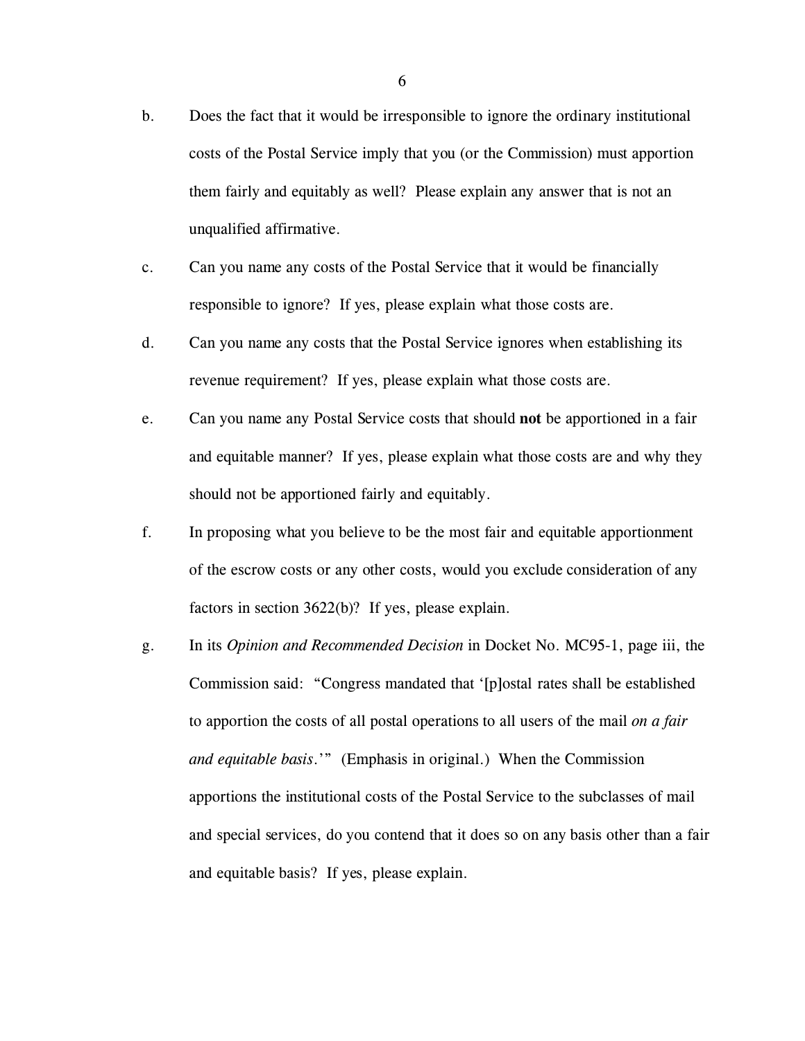b. Does the fact that it would be irresponsible to ignore the ordinary institutional costs of the Postal Service imply that you (or the Commission) must apportion them fairly and equitably as well? Please explain any answer that is not an unqualified affirmative.

c. Can you name any costs of the Postal Service that it would be financially responsible to ignore? If yes, please explain what those costs are.

d. Can you name any costs that the Postal Service ignores when establishing its revenue requirement? If yes, please explain what those costs are.

e. Can you name any Postal Service costs that should **not** be apportioned in a fair and equitable manner? If yes, please explain what those costs are and why they should not be apportioned fairly and equitably.

f. In proposing what you believe to be the most fair and equitable apportionment of the escrow costs or any other costs, would you exclude consideration of any factors in section 3622(b)? If yes, please explain.

g. In its *Opinion and Recommended Decision* in Docket No. MC95-1, page iii, the Commission said: "Congress mandated that '[p]ostal rates shall be established to apportion the costs of all postal operations to all users of the mail *on a fair and equitable basis*.'" (Emphasis in original.) When the Commission apportions the institutional costs of the Postal Service to the subclasses of mail and special services, do you contend that it does so on any basis other than a fair and equitable basis? If yes, please explain.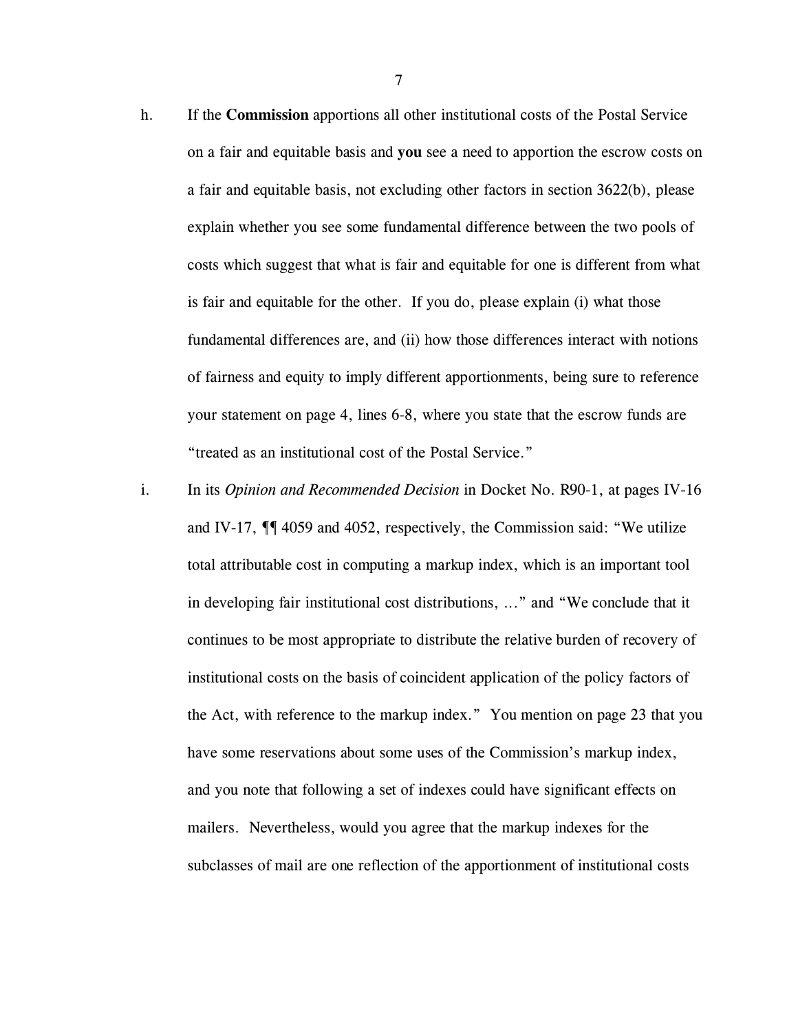h. If the **Commission** apportions all other institutional costs of the Postal Service on a fair and equitable basis and **you** see a need to apportion the escrow costs on a fair and equitable basis, not excluding other factors in section 3622(b), please explain whether you see some fundamental difference between the two pools of costs which suggest that what is fair and equitable for one is different from what is fair and equitable for the other. If you do, please explain (i) what those fundamental differences are, and (ii) how those differences interact with notions of fairness and equity to imply different apportionments, being sure to reference your statement on page 4, lines 6-8, where you state that the escrow funds are "treated as an institutional cost of the Postal Service."

i. In its *Opinion and Recommended Decision* in Docket No. R90-1, at pages IV-16 and IV-17, ¶¶ 4059 and 4052, respectively, the Commission said: "We utilize total attributable cost in computing a markup index, which is an important tool in developing fair institutional cost distributions, ..." and "We conclude that it continues to be most appropriate to distribute the relative burden of recovery of institutional costs on the basis of coincident application of the policy factors of the Act, with reference to the markup index." You mention on page 23 that you have some reservations about some uses of the Commission's markup index, and you note that following a set of indexes could have significant effects on mailers. Nevertheless, would you agree that the markup indexes for the subclasses of mail are one reflection of the apportionment of institutional costs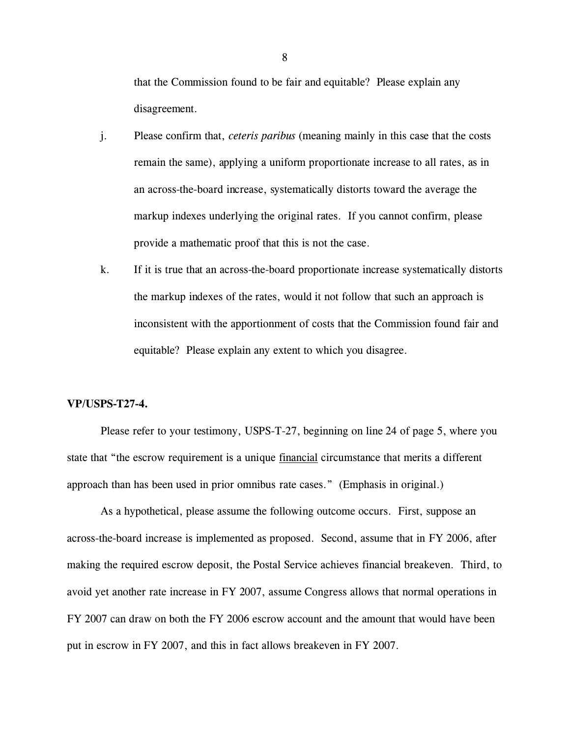that the Commission found to be fair and equitable? Please explain any disagreement.

j. Please confirm that, *ceteris paribus* (meaning mainly in this case that the costs remain the same), applying a uniform proportionate increase to all rates, as in an across-the-board increase, systematically distorts toward the average the markup indexes underlying the original rates. If you cannot confirm, please provide a mathematic proof that this is not the case.

k. If it is true that an across-the-board proportionate increase systematically distorts the markup indexes of the rates, would it not follow that such an approach is inconsistent with the apportionment of costs that the Commission found fair and equitable? Please explain any extent to which you disagree.

**VP/USPS-T27-4.**

Please refer to your testimony, USPS-T-27, beginning on line 24 of page 5, where you state that "the escrow requirement is a unique <u>financial</u> circumstance that merits a different approach than has been used in prior omnibus rate cases." (Emphasis in original.)

As a hypothetical, please assume the following outcome occurs. First, suppose an across-the-board increase is implemented as proposed. Second, assume that in FY 2006, after making the required escrow deposit, the Postal Service achieves financial breakeven. Third, to avoid yet another rate increase in FY 2007, assume Congress allows that normal operations in FY 2007 can draw on both the FY 2006 escrow account and the amount that would have been put in escrow in FY 2007, and this in fact allows breakeven in FY 2007.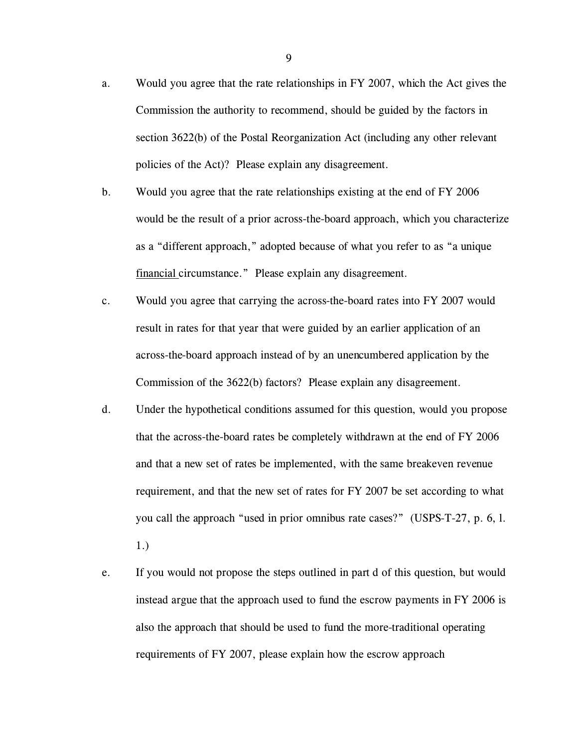a. Would you agree that the rate relationships in FY 2007, which the Act gives the Commission the authority to recommend, should be guided by the factors in section 3622(b) of the Postal Reorganization Act (including any other relevant policies of the Act)? Please explain any disagreement.

b. Would you agree that the rate relationships existing at the end of FY 2006 would be the result of a prior across-the-board approach, which you characterize as a "different approach," adopted because of what you refer to as "a unique <u>financial</u> circumstance." Please explain any disagreement.

c. Would you agree that carrying the across-the-board rates into FY 2007 would result in rates for that year that were guided by an earlier application of an across-the-board approach instead of by an unencumbered application by the Commission of the 3622(b) factors? Please explain any disagreement.

d. Under the hypothetical conditions assumed for this question, would you propose that the across-the-board rates be completely withdrawn at the end of FY 2006 and that a new set of rates be implemented, with the same breakeven revenue requirement, and that the new set of rates for FY 2007 be set according to what you call the approach "used in prior omnibus rate cases?" (USPS-T-27, p. 6, l. 1.)

e. If you would not propose the steps outlined in part d of this question, but would instead argue that the approach used to fund the escrow payments in FY 2006 is also the approach that should be used to fund the more-traditional operating requirements of FY 2007, please explain how the escrow approach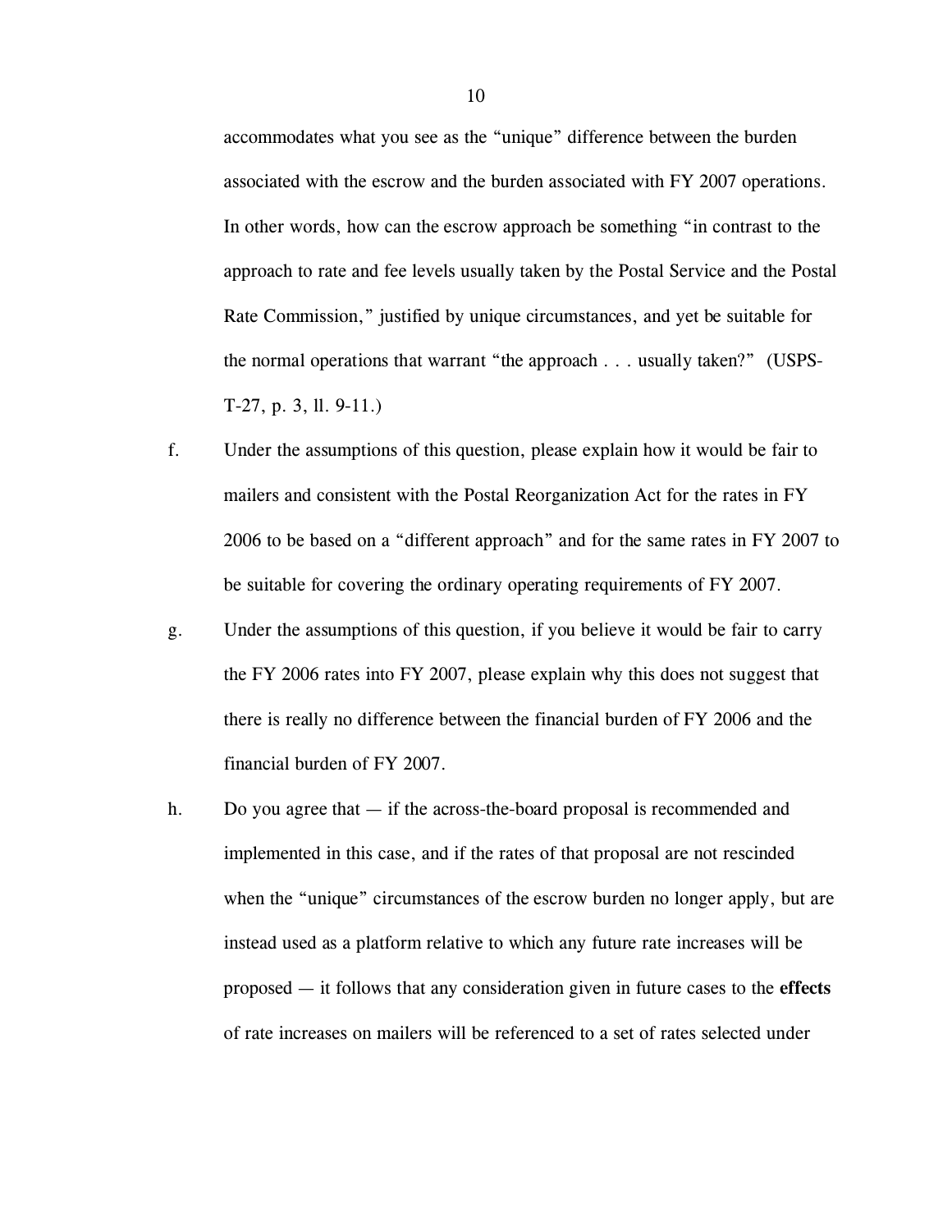accommodates what you see as the "unique" difference between the burden associated with the escrow and the burden associated with FY 2007 operations. In other words, how can the escrow approach be something "in contrast to the approach to rate and fee levels usually taken by the Postal Service and the Postal Rate Commission," justified by unique circumstances, and yet be suitable for the normal operations that warrant "the approach . . . usually taken?" (USPS-T-27, p. 3, ll. 9-11.)

f. Under the assumptions of this question, please explain how it would be fair to mailers and consistent with the Postal Reorganization Act for the rates in FY 2006 to be based on a "different approach" and for the same rates in FY 2007 to be suitable for covering the ordinary operating requirements of FY 2007.

g. Under the assumptions of this question, if you believe it would be fair to carry the FY 2006 rates into FY 2007, please explain why this does not suggest that there is really no difference between the financial burden of FY 2006 and the financial burden of FY 2007.

h. Do you agree that — if the across-the-board proposal is recommended and implemented in this case, and if the rates of that proposal are not rescinded when the "unique" circumstances of the escrow burden no longer apply, but are instead used as a platform relative to which any future rate increases will be proposed — it follows that any consideration given in future cases to the **effects** of rate increases on mailers will be referenced to a set of rates selected under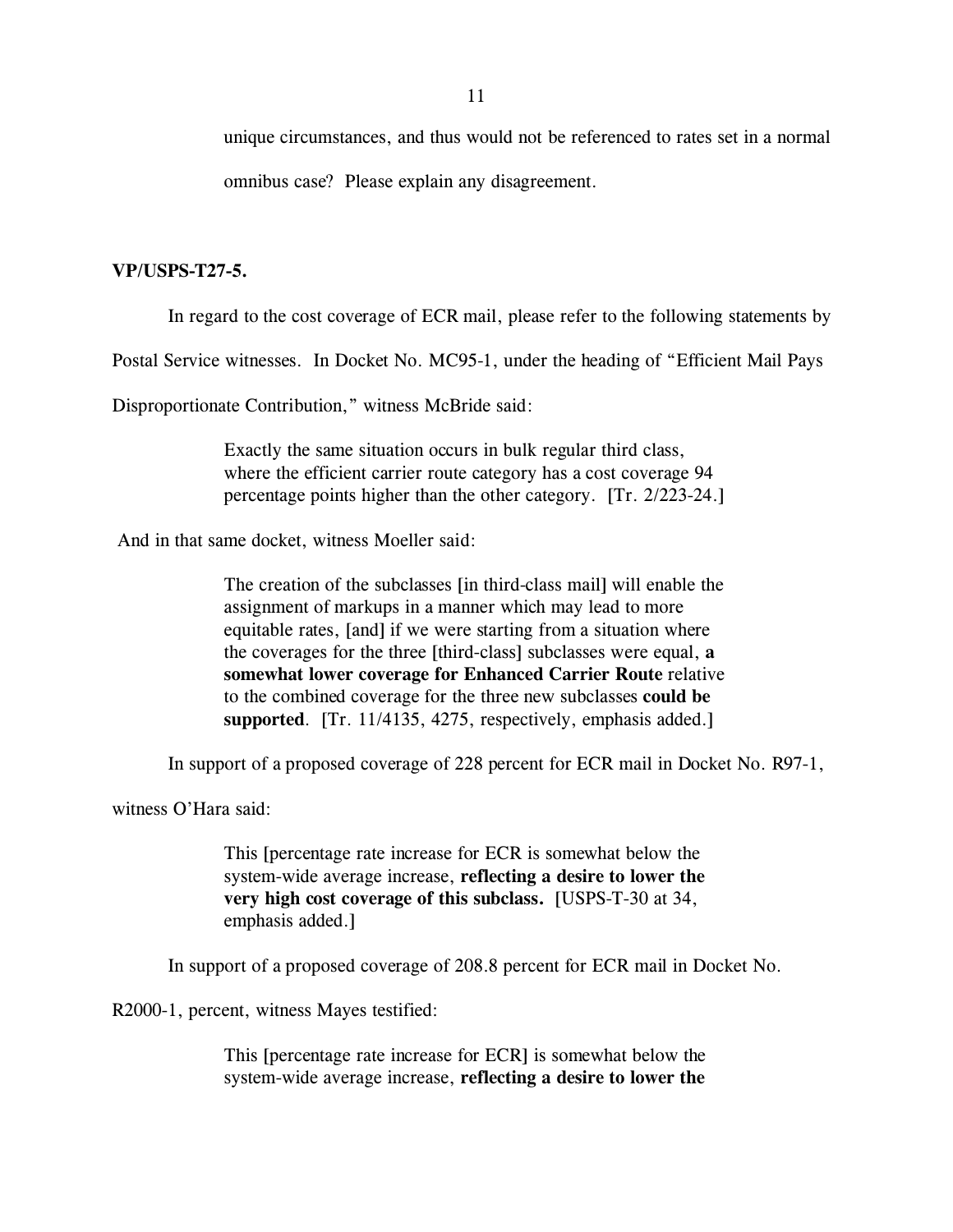unique circumstances, and thus would not be referenced to rates set in a normal omnibus case? Please explain any disagreement.

**VP/USPS-T27-5.**

In regard to the cost coverage of ECR mail, please refer to the following statements by Postal Service witnesses. In Docket No. MC95-1, under the heading of "Efficient Mail Pays Disproportionate Contribution," witness McBride said:

> Exactly the same situation occurs in bulk regular third class, where the efficient carrier route category has a cost coverage 94 percentage points higher than the other category. [Tr. 2/223-24.]

And in that same docket, witness Moeller said:

> The creation of the subclasses [in third-class mail] will enable the assignment of markups in a manner which may lead to more equitable rates, [and] if we were starting from a situation where the coverages for the three [third-class] subclasses were equal, **a somewhat lower coverage for Enhanced Carrier Route** relative to the combined coverage for the three new subclasses **could be supported**. [Tr. 11/4135, 4275, respectively, emphasis added.]

In support of a proposed coverage of 228 percent for ECR mail in Docket No. R97-1, witness O'Hara said:

> This [percentage rate increase for ECR is somewhat below the system-wide average increase, **reflecting a desire to lower the very high cost coverage of this subclass.** [USPS-T-30 at 34, emphasis added.]

In support of a proposed coverage of 208.8 percent for ECR mail in Docket No. R2000-1, percent, witness Mayes testified:

> This [percentage rate increase for ECR] is somewhat below the system-wide average increase, **reflecting a desire to lower the**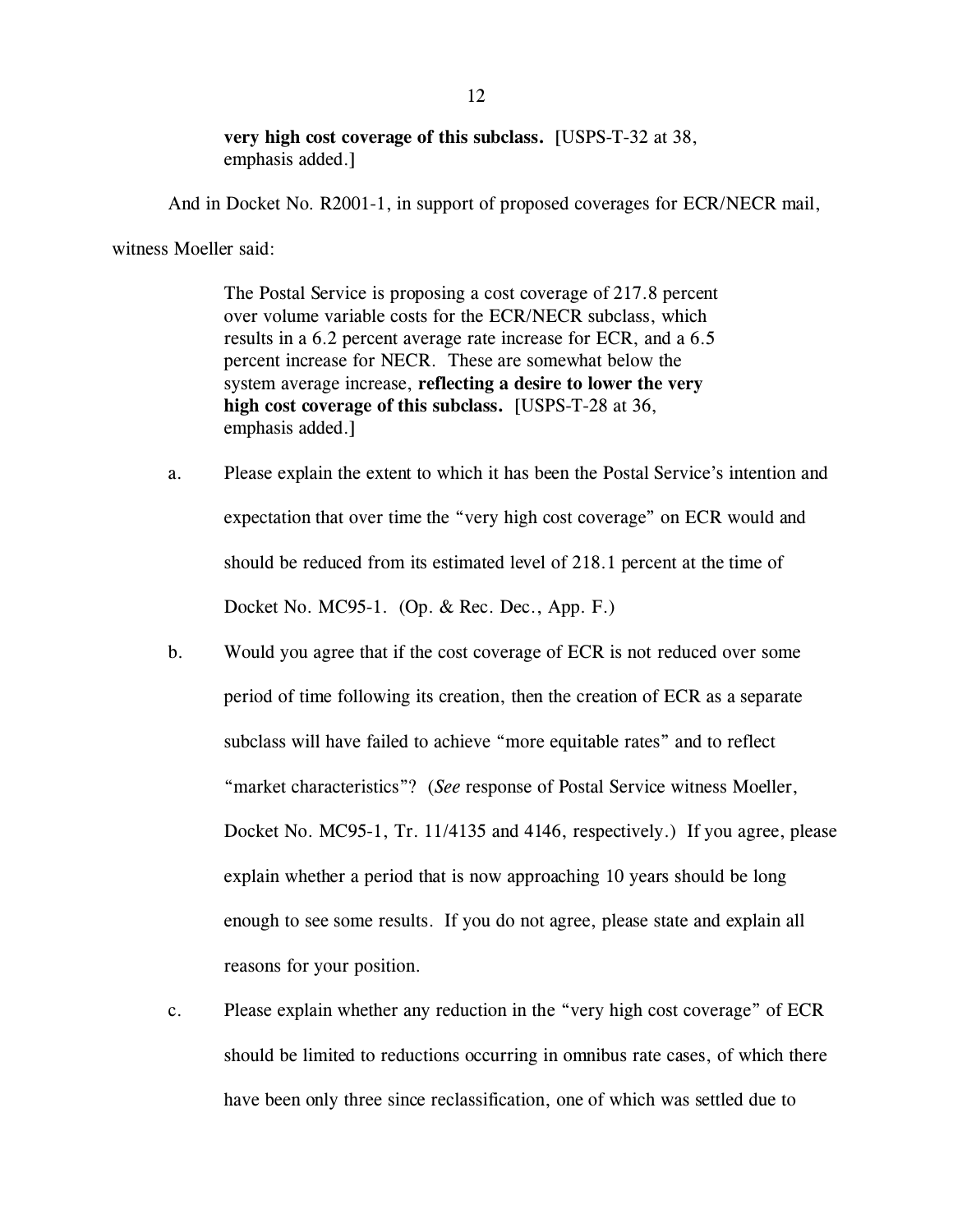> **very high cost coverage of this subclass.** [USPS-T-32 at 38, emphasis added.]

And in Docket No. R2001-1, in support of proposed coverages for ECR/NECR mail, witness Moeller said:

> The Postal Service is proposing a cost coverage of 217.8 percent over volume variable costs for the ECR/NECR subclass, which results in a 6.2 percent average rate increase for ECR, and a 6.5 percent increase for NECR. These are somewhat below the system average increase, **reflecting a desire to lower the very high cost coverage of this subclass.** [USPS-T-28 at 36, emphasis added.]

a. Please explain the extent to which it has been the Postal Service's intention and expectation that over time the "very high cost coverage" on ECR would and should be reduced from its estimated level of 218.1 percent at the time of Docket No. MC95-1. (Op. & Rec. Dec., App. F.)

b. Would you agree that if the cost coverage of ECR is not reduced over some period of time following its creation, then the creation of ECR as a separate subclass will have failed to achieve "more equitable rates" and to reflect "market characteristics"? (*See* response of Postal Service witness Moeller, Docket No. MC95-1, Tr. 11/4135 and 4146, respectively.) If you agree, please explain whether a period that is now approaching 10 years should be long enough to see some results. If you do not agree, please state and explain all reasons for your position.

c. Please explain whether any reduction in the "very high cost coverage" of ECR should be limited to reductions occurring in omnibus rate cases, of which there have been only three since reclassification, one of which was settled due to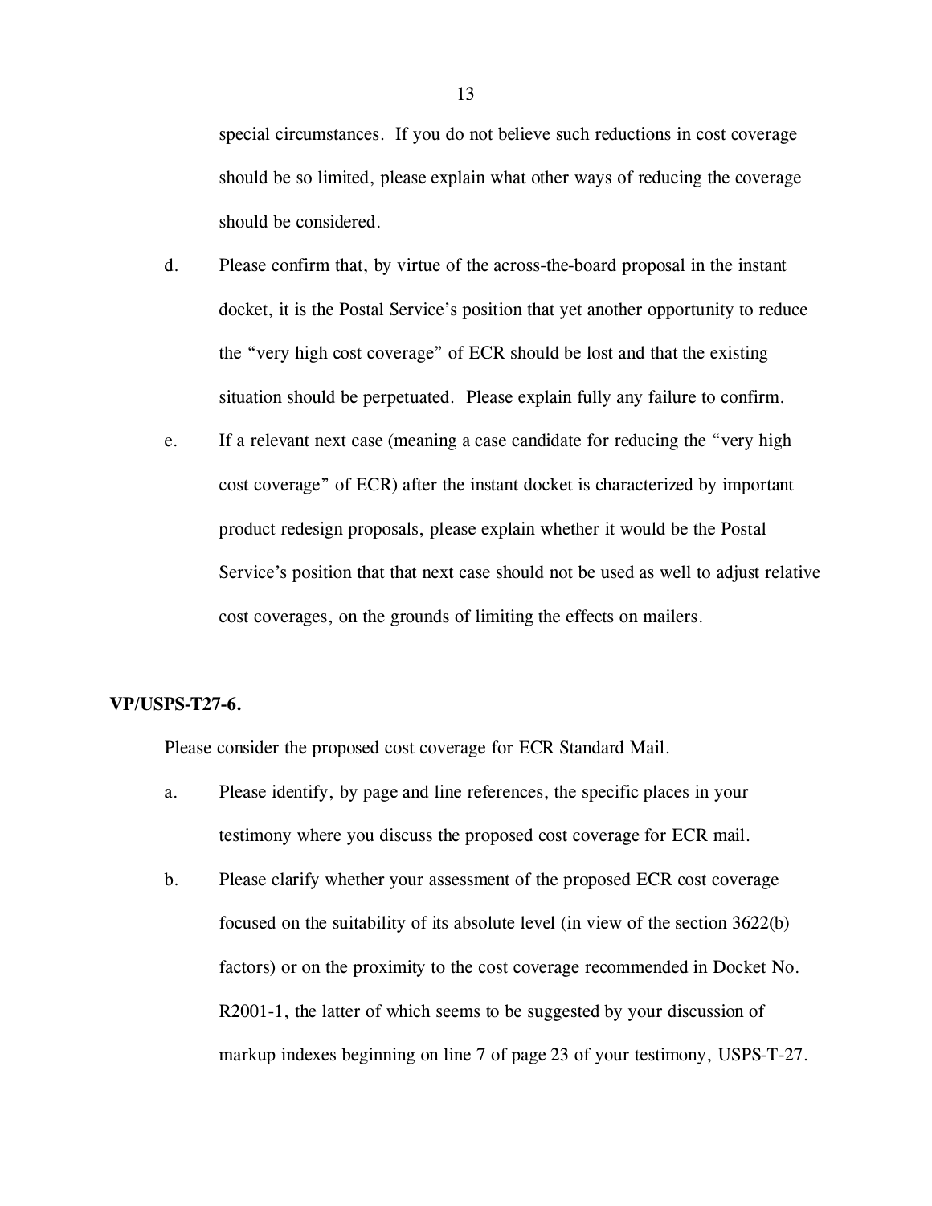special circumstances. If you do not believe such reductions in cost coverage should be so limited, please explain what other ways of reducing the coverage should be considered.

d. Please confirm that, by virtue of the across-the-board proposal in the instant docket, it is the Postal Service's position that yet another opportunity to reduce the "very high cost coverage" of ECR should be lost and that the existing situation should be perpetuated. Please explain fully any failure to confirm.

e. If a relevant next case (meaning a case candidate for reducing the "very high cost coverage" of ECR) after the instant docket is characterized by important product redesign proposals, please explain whether it would be the Postal Service's position that that next case should not be used as well to adjust relative cost coverages, on the grounds of limiting the effects on mailers.

**VP/USPS-T27-6.**

Please consider the proposed cost coverage for ECR Standard Mail.

a. Please identify, by page and line references, the specific places in your testimony where you discuss the proposed cost coverage for ECR mail.

b. Please clarify whether your assessment of the proposed ECR cost coverage focused on the suitability of its absolute level (in view of the section 3622(b) factors) or on the proximity to the cost coverage recommended in Docket No. R2001-1, the latter of which seems to be suggested by your discussion of markup indexes beginning on line 7 of page 23 of your testimony, USPS-T-27.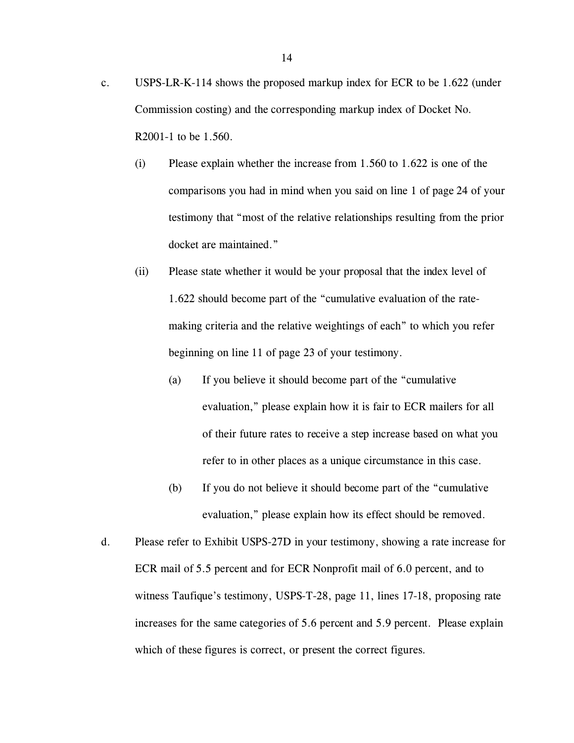c. USPS-LR-K-114 shows the proposed markup index for ECR to be 1.622 (under Commission costing) and the corresponding markup index of Docket No. R2001-1 to be 1.560.

   (i) Please explain whether the increase from 1.560 to 1.622 is one of the comparisons you had in mind when you said on line 1 of page 24 of your testimony that "most of the relative relationships resulting from the prior docket are maintained."

   (ii) Please state whether it would be your proposal that the index level of 1.622 should become part of the "cumulative evaluation of the rate-making criteria and the relative weightings of each" to which you refer beginning on line 11 of page 23 of your testimony.

      (a) If you believe it should become part of the "cumulative evaluation," please explain how it is fair to ECR mailers for all of their future rates to receive a step increase based on what you refer to in other places as a unique circumstance in this case.

      (b) If you do not believe it should become part of the "cumulative evaluation," please explain how its effect should be removed.

d. Please refer to Exhibit USPS-27D in your testimony, showing a rate increase for ECR mail of 5.5 percent and for ECR Nonprofit mail of 6.0 percent, and to witness Taufique's testimony, USPS-T-28, page 11, lines 17-18, proposing rate increases for the same categories of 5.6 percent and 5.9 percent. Please explain which of these figures is correct, or present the correct figures.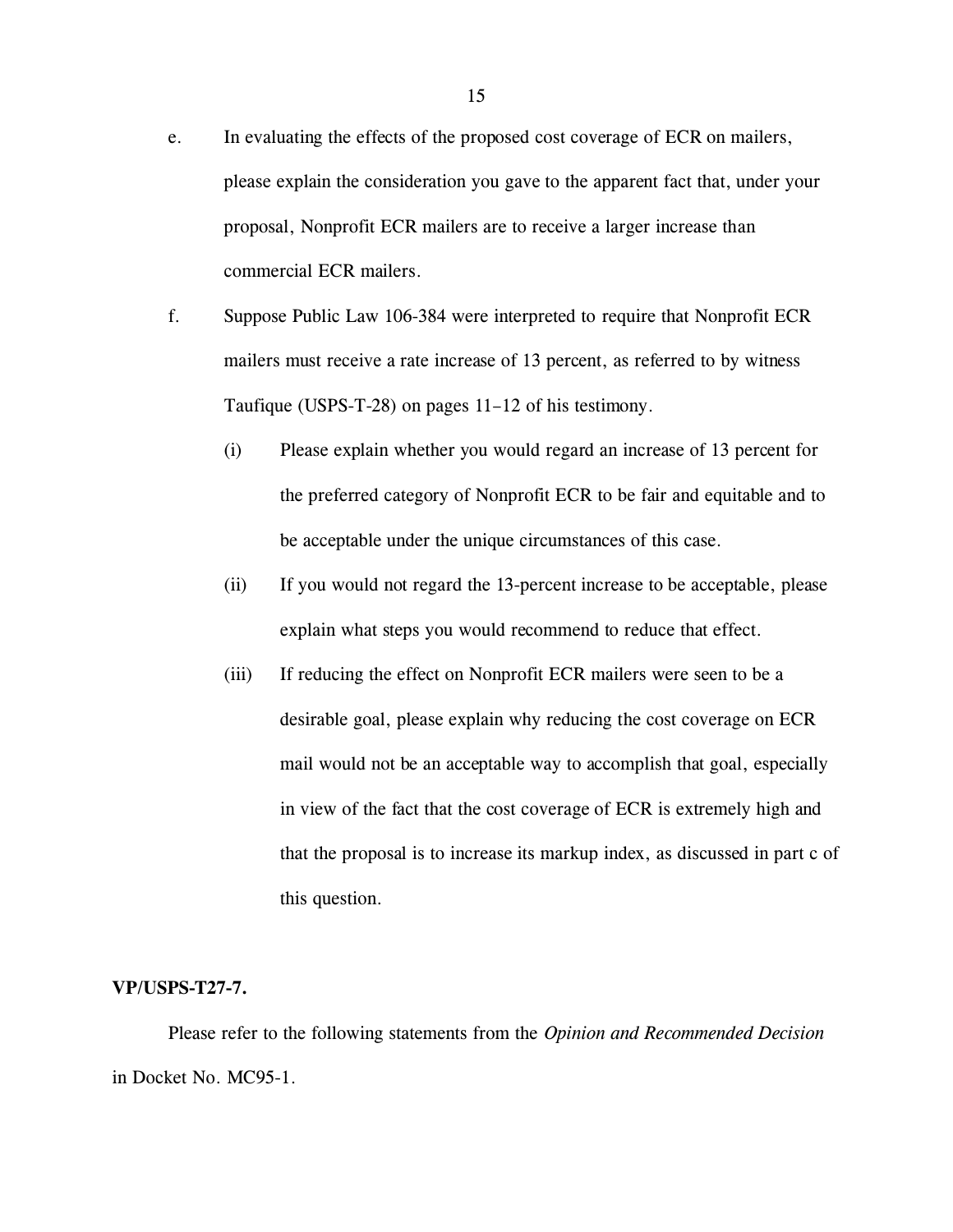e. In evaluating the effects of the proposed cost coverage of ECR on mailers, please explain the consideration you gave to the apparent fact that, under your proposal, Nonprofit ECR mailers are to receive a larger increase than commercial ECR mailers.

f. Suppose Public Law 106-384 were interpreted to require that Nonprofit ECR mailers must receive a rate increase of 13 percent, as referred to by witness Taufique (USPS-T-28) on pages 11–12 of his testimony.

   (i) Please explain whether you would regard an increase of 13 percent for the preferred category of Nonprofit ECR to be fair and equitable and to be acceptable under the unique circumstances of this case.

   (ii) If you would not regard the 13-percent increase to be acceptable, please explain what steps you would recommend to reduce that effect.

   (iii) If reducing the effect on Nonprofit ECR mailers were seen to be a desirable goal, please explain why reducing the cost coverage on ECR mail would not be an acceptable way to accomplish that goal, especially in view of the fact that the cost coverage of ECR is extremely high and that the proposal is to increase its markup index, as discussed in part c of this question.

**VP/USPS-T27-7.**

Please refer to the following statements from the *Opinion and Recommended Decision* in Docket No. MC95-1.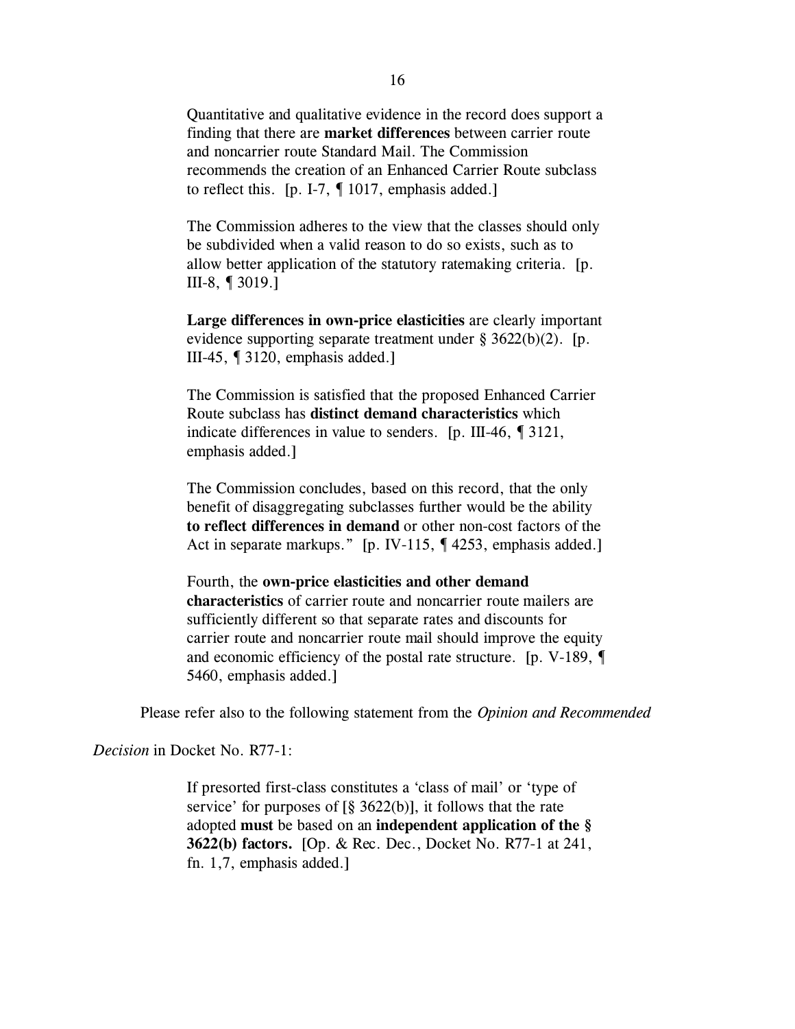> Quantitative and qualitative evidence in the record does support a finding that there are **market differences** between carrier route and noncarrier route Standard Mail. The Commission recommends the creation of an Enhanced Carrier Route subclass to reflect this. [p. I-7, ¶ 1017, emphasis added.]
>
> The Commission adheres to the view that the classes should only be subdivided when a valid reason to do so exists, such as to allow better application of the statutory ratemaking criteria. [p. III-8, ¶ 3019.]
>
> **Large differences in own-price elasticities** are clearly important evidence supporting separate treatment under § 3622(b)(2). [p. III-45, ¶ 3120, emphasis added.]
>
> The Commission is satisfied that the proposed Enhanced Carrier Route subclass has **distinct demand characteristics** which indicate differences in value to senders. [p. III-46, ¶ 3121, emphasis added.]
>
> The Commission concludes, based on this record, that the only benefit of disaggregating subclasses further would be the ability **to reflect differences in demand** or other non-cost factors of the Act in separate markups." [p. IV-115, ¶ 4253, emphasis added.]
>
> Fourth, the **own-price elasticities and other demand characteristics** of carrier route and noncarrier route mailers are sufficiently different so that separate rates and discounts for carrier route and noncarrier route mail should improve the equity and economic efficiency of the postal rate structure. [p. V-189, ¶ 5460, emphasis added.]

Please refer also to the following statement from the *Opinion and Recommended Decision* in Docket No. R77-1:

> If presorted first-class constitutes a 'class of mail' or 'type of service' for purposes of [§ 3622(b)], it follows that the rate adopted **must** be based on an **independent application of the § 3622(b) factors.** [Op. & Rec. Dec., Docket No. R77-1 at 241, fn. 1,7, emphasis added.]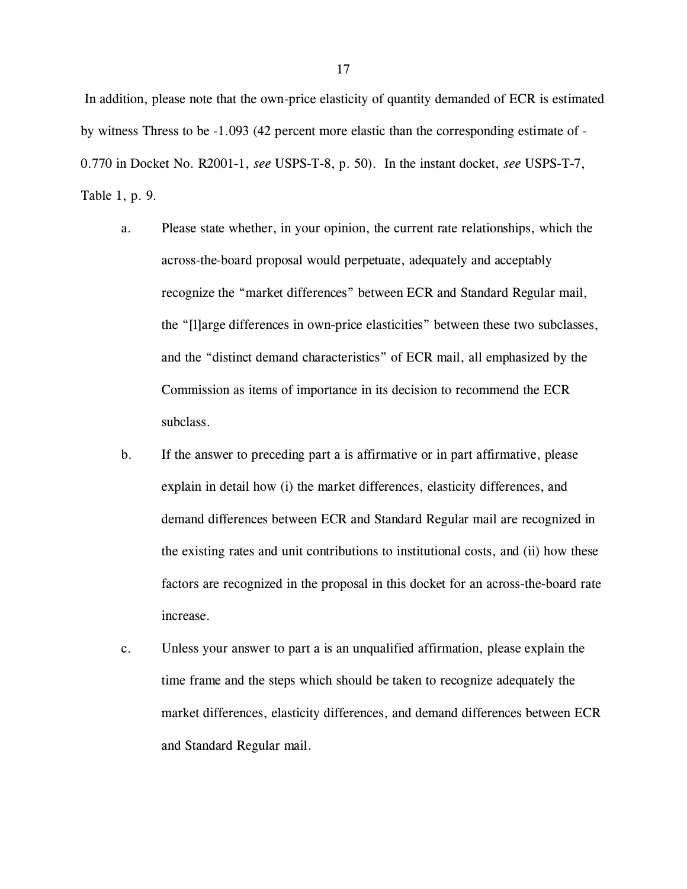In addition, please note that the own-price elasticity of quantity demanded of ECR is estimated by witness Thress to be -1.093 (42 percent more elastic than the corresponding estimate of -0.770 in Docket No. R2001-1, *see* USPS-T-8, p. 50). In the instant docket, *see* USPS-T-7, Table 1, p. 9.

a. Please state whether, in your opinion, the current rate relationships, which the across-the-board proposal would perpetuate, adequately and acceptably recognize the "market differences" between ECR and Standard Regular mail, the "[l]arge differences in own-price elasticities" between these two subclasses, and the "distinct demand characteristics" of ECR mail, all emphasized by the Commission as items of importance in its decision to recommend the ECR subclass.

b. If the answer to preceding part a is affirmative or in part affirmative, please explain in detail how (i) the market differences, elasticity differences, and demand differences between ECR and Standard Regular mail are recognized in the existing rates and unit contributions to institutional costs, and (ii) how these factors are recognized in the proposal in this docket for an across-the-board rate increase.

c. Unless your answer to part a is an unqualified affirmation, please explain the time frame and the steps which should be taken to recognize adequately the market differences, elasticity differences, and demand differences between ECR and Standard Regular mail.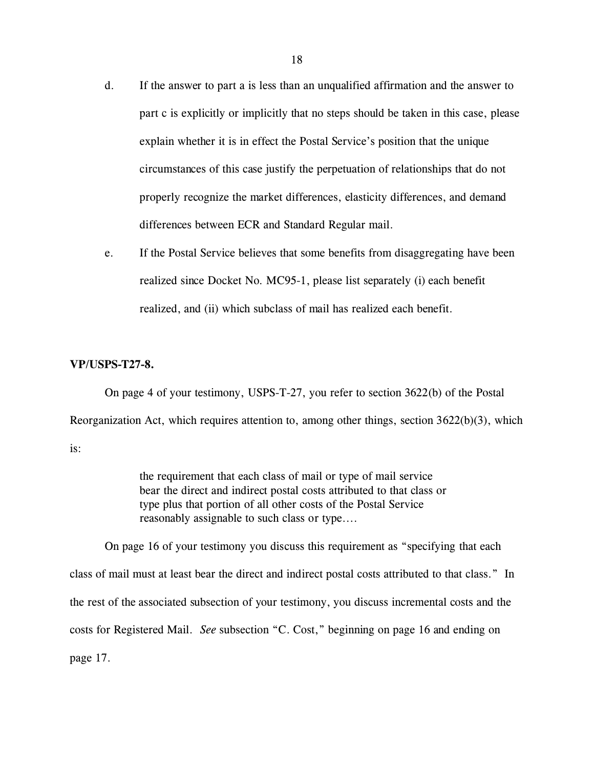d. If the answer to part a is less than an unqualified affirmation and the answer to part c is explicitly or implicitly that no steps should be taken in this case, please explain whether it is in effect the Postal Service's position that the unique circumstances of this case justify the perpetuation of relationships that do not properly recognize the market differences, elasticity differences, and demand differences between ECR and Standard Regular mail.

e. If the Postal Service believes that some benefits from disaggregating have been realized since Docket No. MC95-1, please list separately (i) each benefit realized, and (ii) which subclass of mail has realized each benefit.

**VP/USPS-T27-8.**

On page 4 of your testimony, USPS-T-27, you refer to section 3622(b) of the Postal Reorganization Act, which requires attention to, among other things, section 3622(b)(3), which is:

> the requirement that each class of mail or type of mail service bear the direct and indirect postal costs attributed to that class or type plus that portion of all other costs of the Postal Service reasonably assignable to such class or type....

On page 16 of your testimony you discuss this requirement as "specifying that each class of mail must at least bear the direct and indirect postal costs attributed to that class." In the rest of the associated subsection of your testimony, you discuss incremental costs and the costs for Registered Mail. *See* subsection "C. Cost," beginning on page 16 and ending on page 17.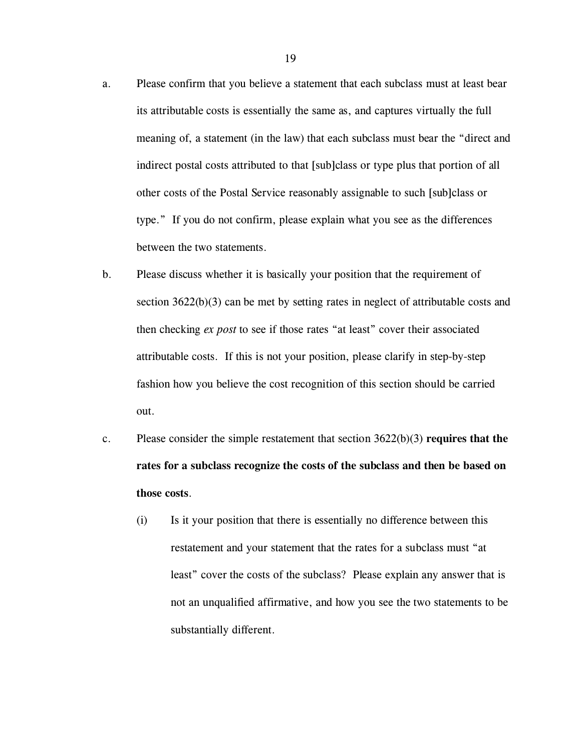a. Please confirm that you believe a statement that each subclass must at least bear its attributable costs is essentially the same as, and captures virtually the full meaning of, a statement (in the law) that each subclass must bear the "direct and indirect postal costs attributed to that [sub]class or type plus that portion of all other costs of the Postal Service reasonably assignable to such [sub]class or type." If you do not confirm, please explain what you see as the differences between the two statements.

b. Please discuss whether it is basically your position that the requirement of section 3622(b)(3) can be met by setting rates in neglect of attributable costs and then checking *ex post* to see if those rates "at least" cover their associated attributable costs. If this is not your position, please clarify in step-by-step fashion how you believe the cost recognition of this section should be carried out.

c. Please consider the simple restatement that section 3622(b)(3) **requires that the rates for a subclass recognize the costs of the subclass and then be based on those costs**.

   (i) Is it your position that there is essentially no difference between this restatement and your statement that the rates for a subclass must "at least" cover the costs of the subclass? Please explain any answer that is not an unqualified affirmative, and how you see the two statements to be substantially different.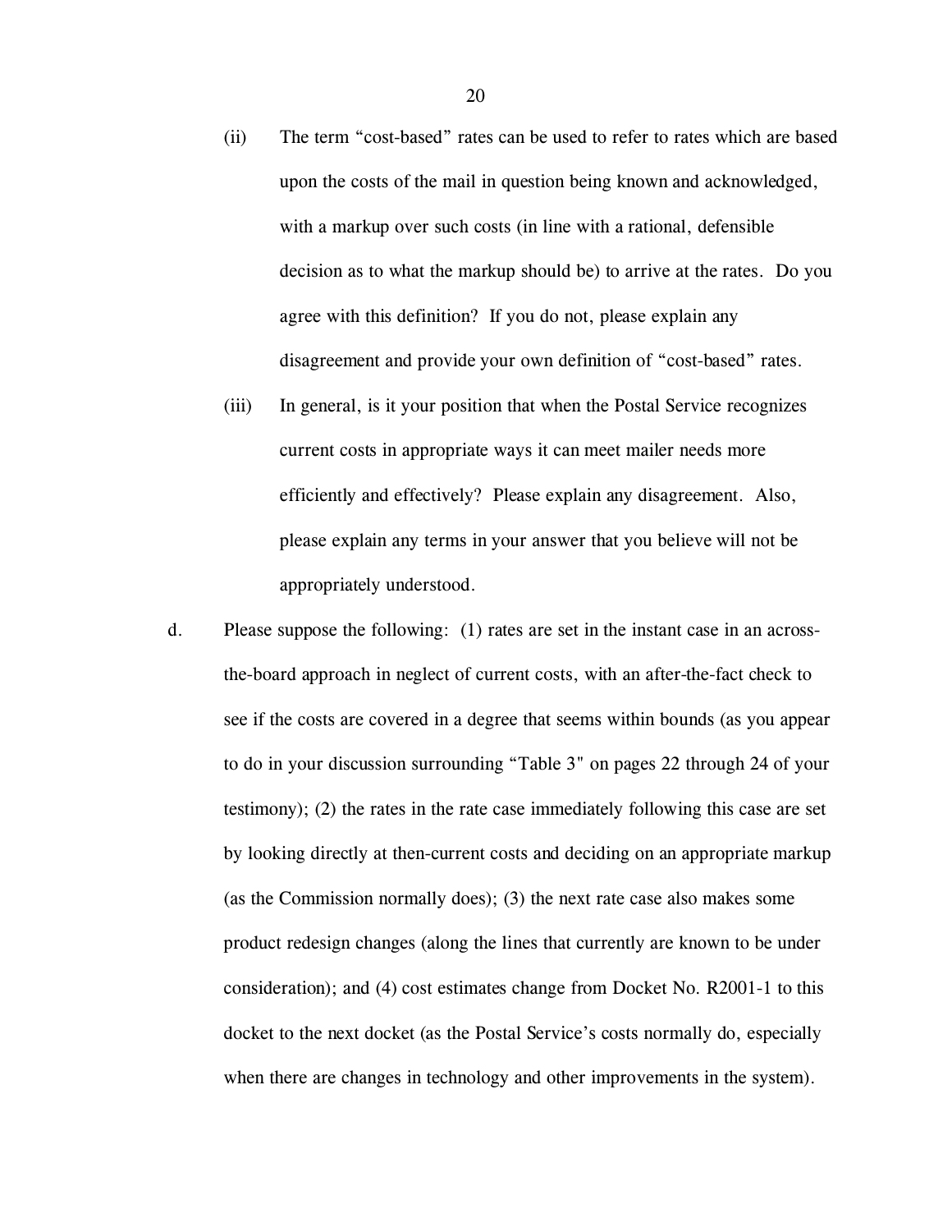(ii) The term “cost-based” rates can be used to refer to rates which are based upon the costs of the mail in question being known and acknowledged, with a markup over such costs (in line with a rational, defensible decision as to what the markup should be) to arrive at the rates. Do you agree with this definition? If you do not, please explain any disagreement and provide your own definition of “cost-based” rates.

(iii) In general, is it your position that when the Postal Service recognizes current costs in appropriate ways it can meet mailer needs more efficiently and effectively? Please explain any disagreement. Also, please explain any terms in your answer that you believe will not be appropriately understood.

d. Please suppose the following: (1) rates are set in the instant case in an across-the-board approach in neglect of current costs, with an after-the-fact check to see if the costs are covered in a degree that seems within bounds (as you appear to do in your discussion surrounding “Table 3" on pages 22 through 24 of your testimony); (2) the rates in the rate case immediately following this case are set by looking directly at then-current costs and deciding on an appropriate markup (as the Commission normally does); (3) the next rate case also makes some product redesign changes (along the lines that currently are known to be under consideration); and (4) cost estimates change from Docket No. R2001-1 to this docket to the next docket (as the Postal Service’s costs normally do, especially when there are changes in technology and other improvements in the system).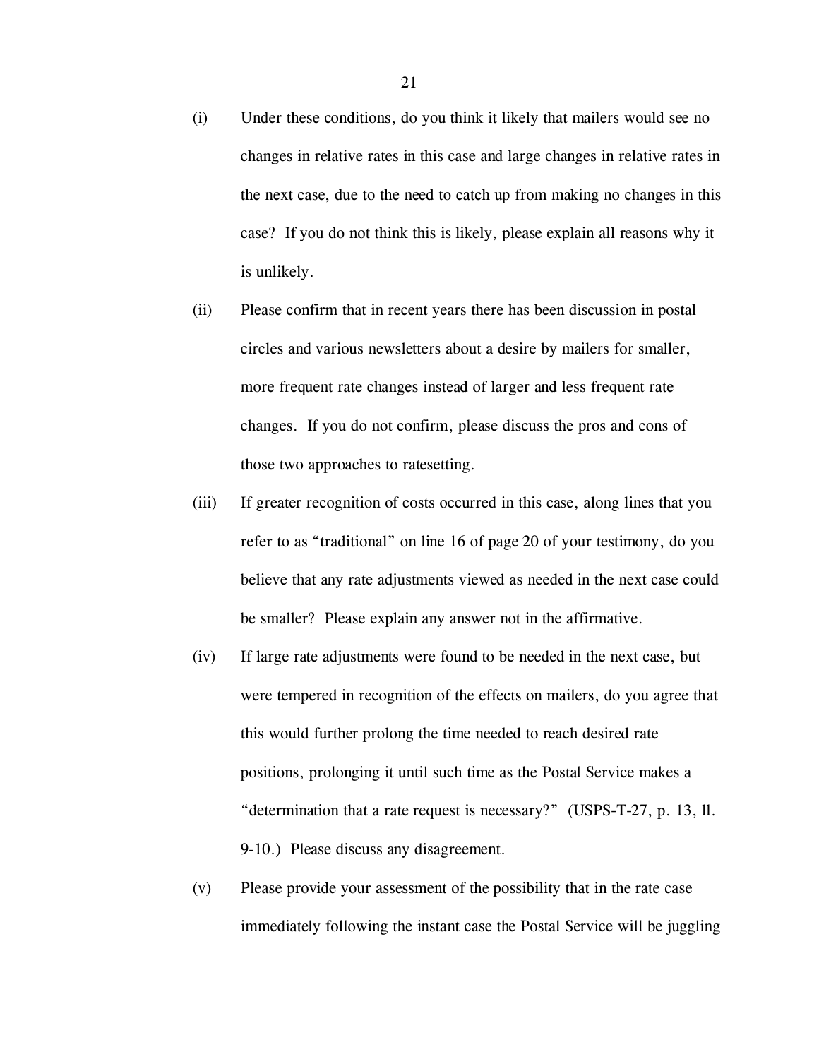(i) Under these conditions, do you think it likely that mailers would see no changes in relative rates in this case and large changes in relative rates in the next case, due to the need to catch up from making no changes in this case? If you do not think this is likely, please explain all reasons why it is unlikely.

(ii) Please confirm that in recent years there has been discussion in postal circles and various newsletters about a desire by mailers for smaller, more frequent rate changes instead of larger and less frequent rate changes. If you do not confirm, please discuss the pros and cons of those two approaches to ratesetting.

(iii) If greater recognition of costs occurred in this case, along lines that you refer to as "traditional" on line 16 of page 20 of your testimony, do you believe that any rate adjustments viewed as needed in the next case could be smaller? Please explain any answer not in the affirmative.

(iv) If large rate adjustments were found to be needed in the next case, but were tempered in recognition of the effects on mailers, do you agree that this would further prolong the time needed to reach desired rate positions, prolonging it until such time as the Postal Service makes a "determination that a rate request is necessary?" (USPS-T-27, p. 13, ll. 9-10.) Please discuss any disagreement.

(v) Please provide your assessment of the possibility that in the rate case immediately following the instant case the Postal Service will be juggling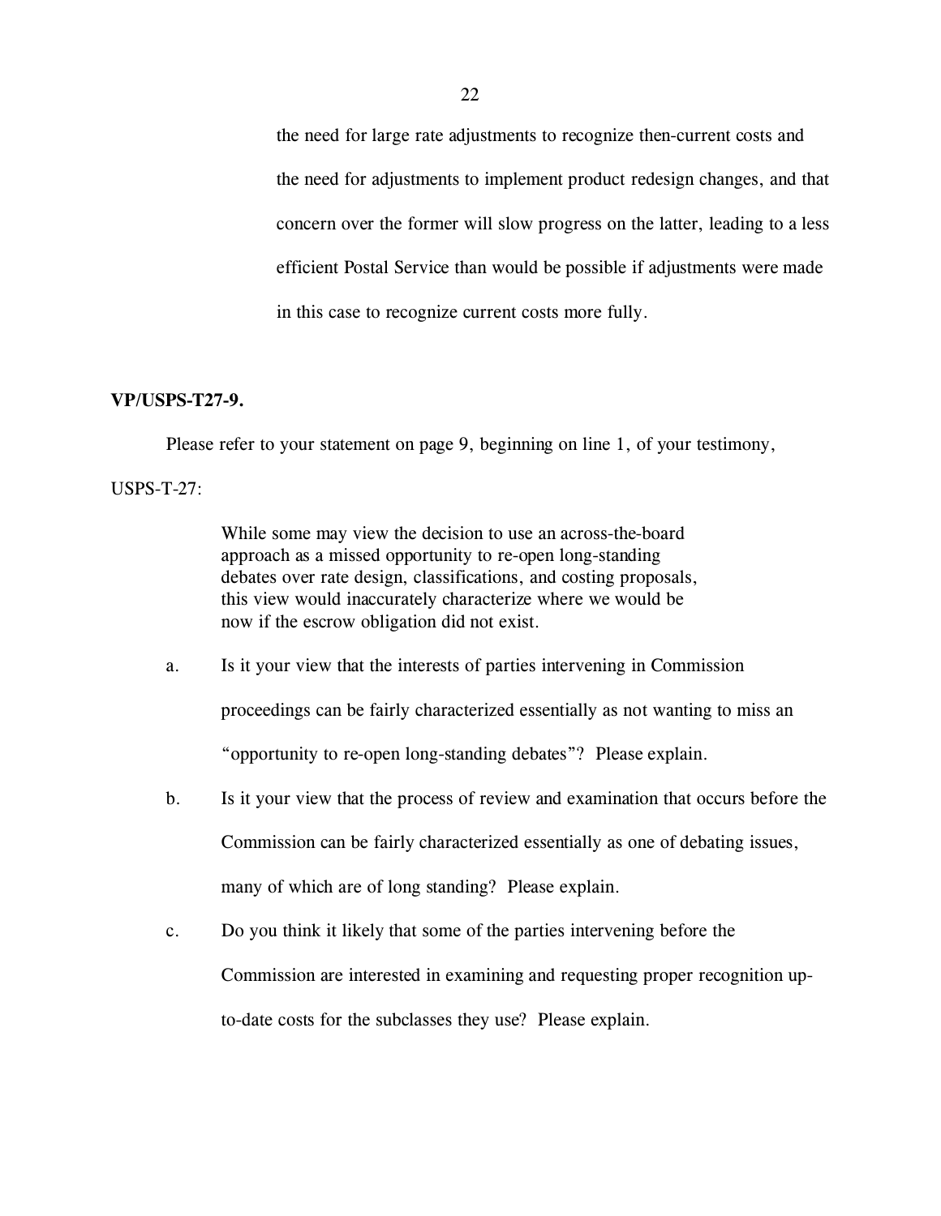the need for large rate adjustments to recognize then-current costs and the need for adjustments to implement product redesign changes, and that concern over the former will slow progress on the latter, leading to a less efficient Postal Service than would be possible if adjustments were made in this case to recognize current costs more fully.

**VP/USPS-T27-9.**

Please refer to your statement on page 9, beginning on line 1, of your testimony, USPS-T-27:

> While some may view the decision to use an across-the-board approach as a missed opportunity to re-open long-standing debates over rate design, classifications, and costing proposals, this view would inaccurately characterize where we would be now if the escrow obligation did not exist.

a. Is it your view that the interests of parties intervening in Commission proceedings can be fairly characterized essentially as not wanting to miss an "opportunity to re-open long-standing debates"? Please explain.

b. Is it your view that the process of review and examination that occurs before the Commission can be fairly characterized essentially as one of debating issues, many of which are of long standing? Please explain.

c. Do you think it likely that some of the parties intervening before the Commission are interested in examining and requesting proper recognition up-to-date costs for the subclasses they use? Please explain.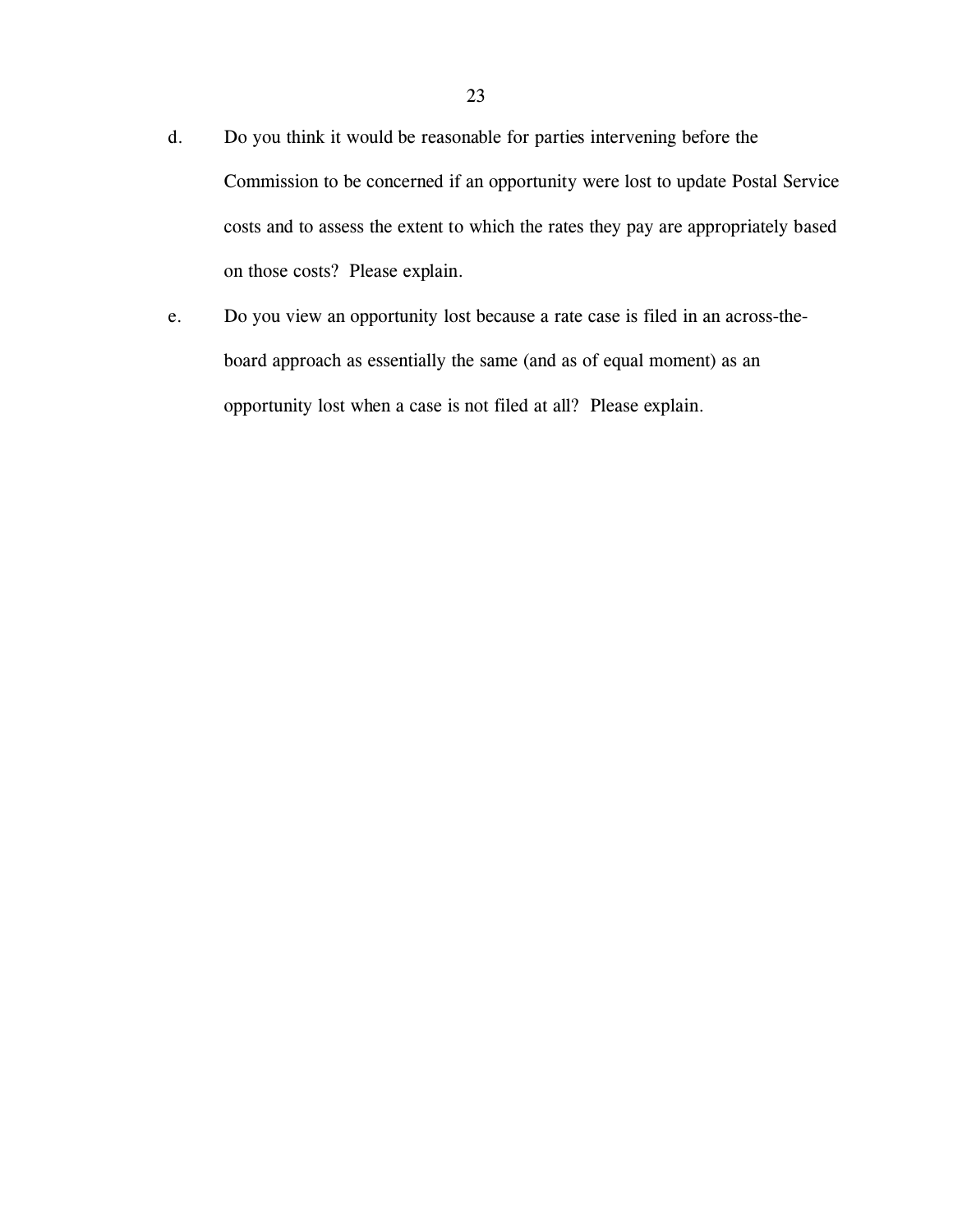d. Do you think it would be reasonable for parties intervening before the Commission to be concerned if an opportunity were lost to update Postal Service costs and to assess the extent to which the rates they pay are appropriately based on those costs? Please explain.

e. Do you view an opportunity lost because a rate case is filed in an across-the-board approach as essentially the same (and as of equal moment) as an opportunity lost when a case is not filed at all? Please explain.